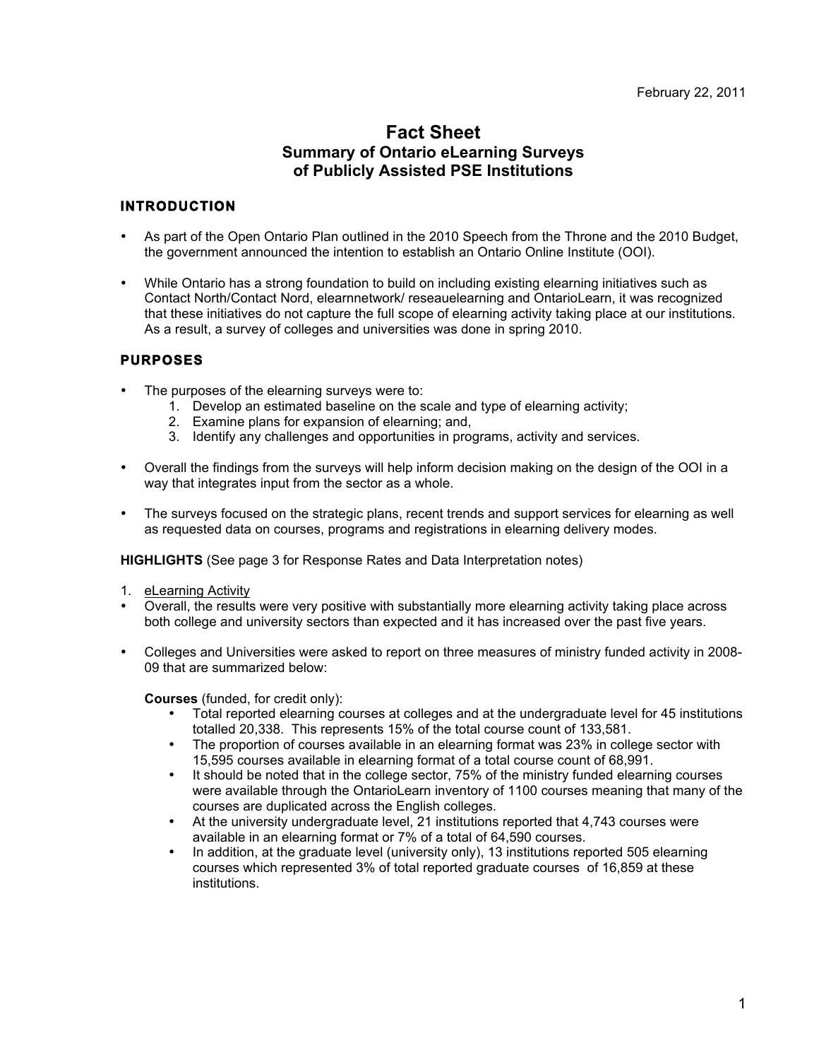February 22, 2011

# Fact Sheet
## Summary of Ontario eLearning Surveys of Publicly Assisted PSE Institutions

### INTRODUCTION

- As part of the Open Ontario Plan outlined in the 2010 Speech from the Throne and the 2010 Budget, the government announced the intention to establish an Ontario Online Institute (OOI).

- While Ontario has a strong foundation to build on including existing elearning initiatives such as Contact North/Contact Nord, elearnnetwork/ reseauelearning and OntarioLearn, it was recognized that these initiatives do not capture the full scope of elearning activity taking place at our institutions. As a result, a survey of colleges and universities was done in spring 2010.

### PURPOSES

- The purposes of the elearning surveys were to:
  1. Develop an estimated baseline on the scale and type of elearning activity;
  2. Examine plans for expansion of elearning; and,
  3. Identify any challenges and opportunities in programs, activity and services.

- Overall the findings from the surveys will help inform decision making on the design of the OOI in a way that integrates input from the sector as a whole.

- The surveys focused on the strategic plans, recent trends and support services for elearning as well as requested data on courses, programs and registrations in elearning delivery modes.

**HIGHLIGHTS** (See page 3 for Response Rates and Data Interpretation notes)

1. eLearning Activity

- Overall, the results were very positive with substantially more elearning activity taking place across both college and university sectors than expected and it has increased over the past five years.

- Colleges and Universities were asked to report on three measures of ministry funded activity in 2008-09 that are summarized below:

  **Courses** (funded, for credit only):
  - Total reported elearning courses at colleges and at the undergraduate level for 45 institutions totalled 20,338. This represents 15% of the total course count of 133,581.
  - The proportion of courses available in an elearning format was 23% in college sector with 15,595 courses available in elearning format of a total course count of 68,991.
  - It should be noted that in the college sector, 75% of the ministry funded elearning courses were available through the OntarioLearn inventory of 1100 courses meaning that many of the courses are duplicated across the English colleges.
  - At the university undergraduate level, 21 institutions reported that 4,743 courses were available in an elearning format or 7% of a total of 64,590 courses.
  - In addition, at the graduate level (university only), 13 institutions reported 505 elearning courses which represented 3% of total reported graduate courses of 16,859 at these institutions.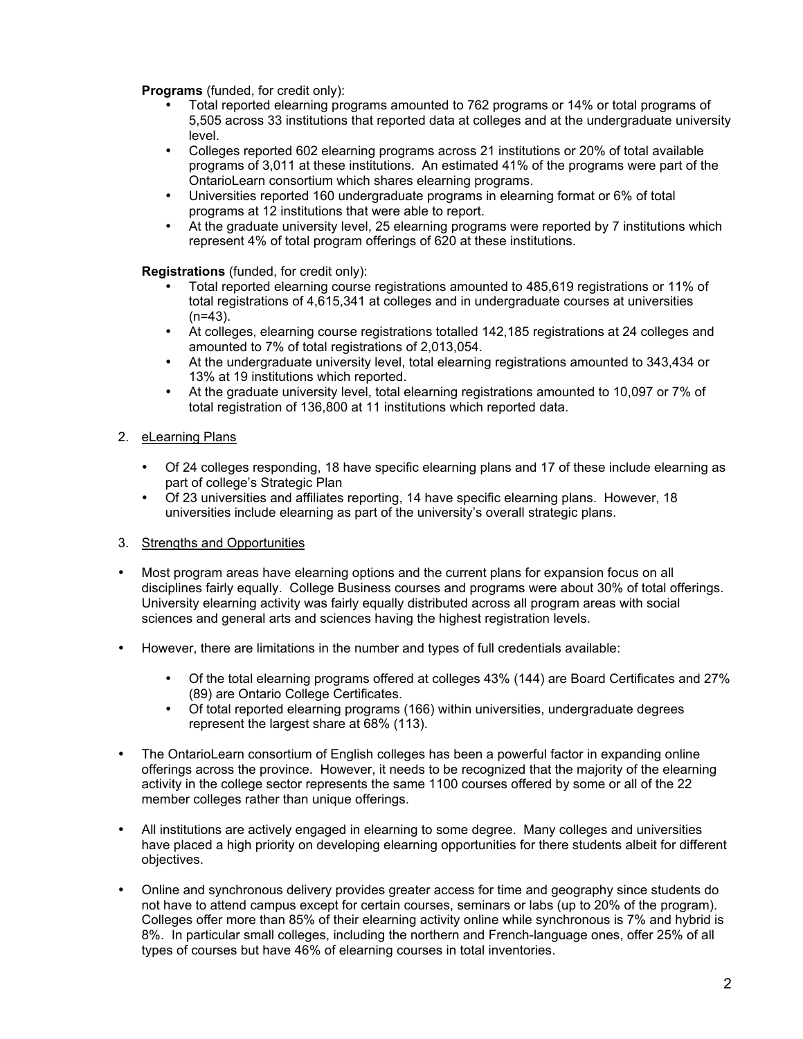**Programs** (funded, for credit only):

- Total reported elearning programs amounted to 762 programs or 14% or total programs of 5,505 across 33 institutions that reported data at colleges and at the undergraduate university level.
- Colleges reported 602 elearning programs across 21 institutions or 20% of total available programs of 3,011 at these institutions. An estimated 41% of the programs were part of the OntarioLearn consortium which shares elearning programs.
- Universities reported 160 undergraduate programs in elearning format or 6% of total programs at 12 institutions that were able to report.
- At the graduate university level, 25 elearning programs were reported by 7 institutions which represent 4% of total program offerings of 620 at these institutions.

**Registrations** (funded, for credit only):

- Total reported elearning course registrations amounted to 485,619 registrations or 11% of total registrations of 4,615,341 at colleges and in undergraduate courses at universities (n=43).
- At colleges, elearning course registrations totalled 142,185 registrations at 24 colleges and amounted to 7% of total registrations of 2,013,054.
- At the undergraduate university level, total elearning registrations amounted to 343,434 or 13% at 19 institutions which reported.
- At the graduate university level, total elearning registrations amounted to 10,097 or 7% of total registration of 136,800 at 11 institutions which reported data.

2. eLearning Plans

- Of 24 colleges responding, 18 have specific elearning plans and 17 of these include elearning as part of college's Strategic Plan
- Of 23 universities and affiliates reporting, 14 have specific elearning plans. However, 18 universities include elearning as part of the university's overall strategic plans.

3. Strengths and Opportunities

- Most program areas have elearning options and the current plans for expansion focus on all disciplines fairly equally. College Business courses and programs were about 30% of total offerings. University elearning activity was fairly equally distributed across all program areas with social sciences and general arts and sciences having the highest registration levels.

- However, there are limitations in the number and types of full credentials available:

    - Of the total elearning programs offered at colleges 43% (144) are Board Certificates and 27% (89) are Ontario College Certificates.
    - Of total reported elearning programs (166) within universities, undergraduate degrees represent the largest share at 68% (113).

- The OntarioLearn consortium of English colleges has been a powerful factor in expanding online offerings across the province. However, it needs to be recognized that the majority of the elearning activity in the college sector represents the same 1100 courses offered by some or all of the 22 member colleges rather than unique offerings.

- All institutions are actively engaged in elearning to some degree. Many colleges and universities have placed a high priority on developing elearning opportunities for there students albeit for different objectives.

- Online and synchronous delivery provides greater access for time and geography since students do not have to attend campus except for certain courses, seminars or labs (up to 20% of the program). Colleges offer more than 85% of their elearning activity online while synchronous is 7% and hybrid is 8%. In particular small colleges, including the northern and French-language ones, offer 25% of all types of courses but have 46% of elearning courses in total inventories.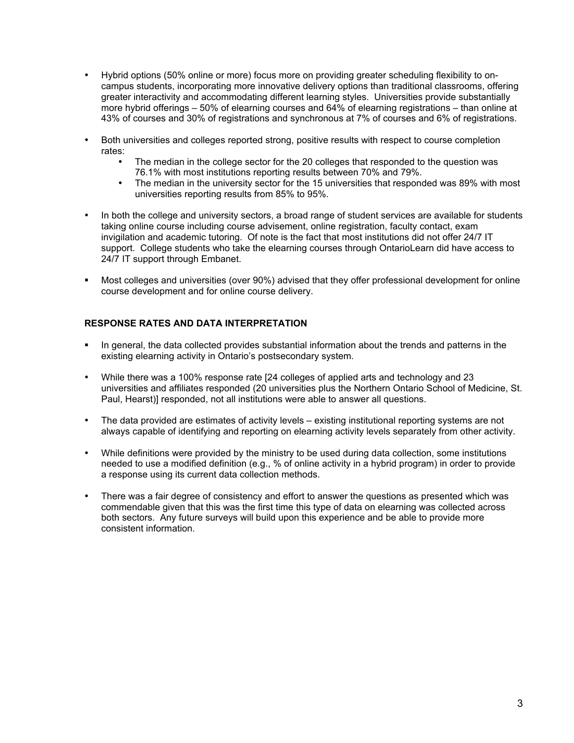- Hybrid options (50% online or more) focus more on providing greater scheduling flexibility to on-campus students, incorporating more innovative delivery options than traditional classrooms, offering greater interactivity and accommodating different learning styles. Universities provide substantially more hybrid offerings – 50% of elearning courses and 64% of elearning registrations – than online at 43% of courses and 30% of registrations and synchronous at 7% of courses and 6% of registrations.

- Both universities and colleges reported strong, positive results with respect to course completion rates:
  - The median in the college sector for the 20 colleges that responded to the question was 76.1% with most institutions reporting results between 70% and 79%.
  - The median in the university sector for the 15 universities that responded was 89% with most universities reporting results from 85% to 95%.

- In both the college and university sectors, a broad range of student services are available for students taking online course including course advisement, online registration, faculty contact, exam invigilation and academic tutoring. Of note is the fact that most institutions did not offer 24/7 IT support. College students who take the elearning courses through OntarioLearn did have access to 24/7 IT support through Embanet.

- Most colleges and universities (over 90%) advised that they offer professional development for online course development and for online course delivery.

**RESPONSE RATES AND DATA INTERPRETATION**

- In general, the data collected provides substantial information about the trends and patterns in the existing elearning activity in Ontario's postsecondary system.

- While there was a 100% response rate [24 colleges of applied arts and technology and 23 universities and affiliates responded (20 universities plus the Northern Ontario School of Medicine, St. Paul, Hearst)] responded, not all institutions were able to answer all questions.

- The data provided are estimates of activity levels – existing institutional reporting systems are not always capable of identifying and reporting on elearning activity levels separately from other activity.

- While definitions were provided by the ministry to be used during data collection, some institutions needed to use a modified definition (e.g., % of online activity in a hybrid program) in order to provide a response using its current data collection methods.

- There was a fair degree of consistency and effort to answer the questions as presented which was commendable given that this was the first time this type of data on elearning was collected across both sectors. Any future surveys will build upon this experience and be able to provide more consistent information.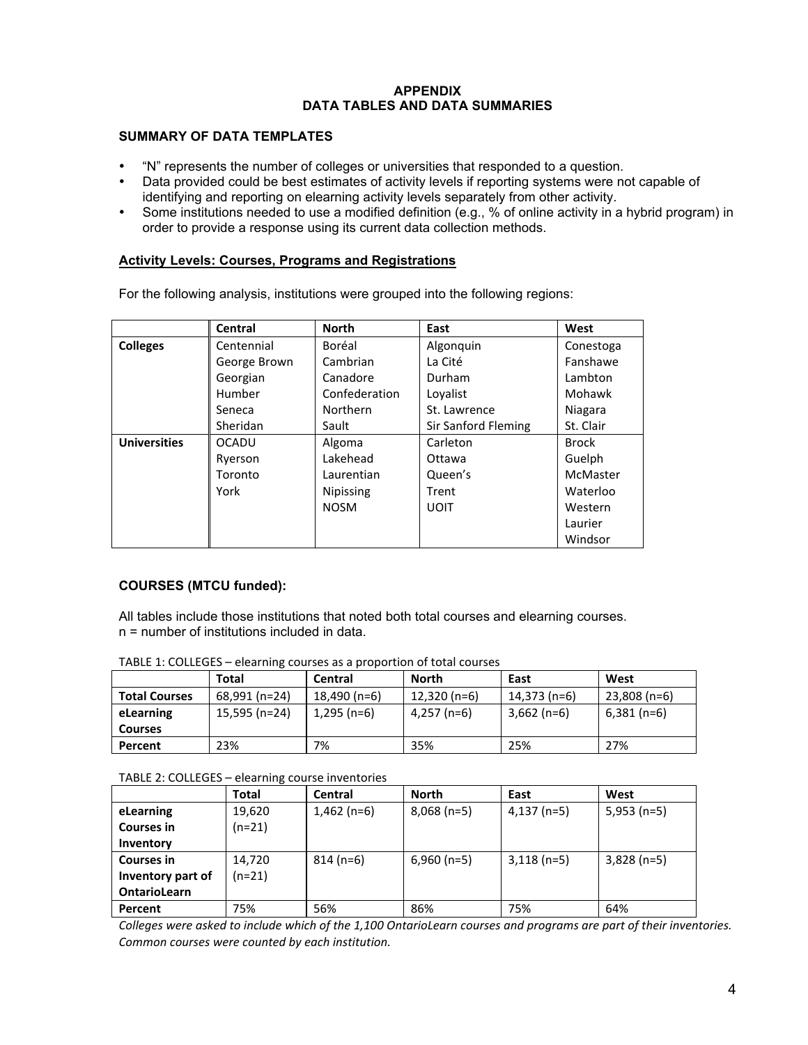**APPENDIX**
**DATA TABLES AND DATA SUMMARIES**

### SUMMARY OF DATA TEMPLATES

- "N" represents the number of colleges or universities that responded to a question.
- Data provided could be best estimates of activity levels if reporting systems were not capable of identifying and reporting on elearning activity levels separately from other activity.
- Some institutions needed to use a modified definition (e.g., % of online activity in a hybrid program) in order to provide a response using its current data collection methods.

#### Activity Levels: Courses, Programs and Registrations

For the following analysis, institutions were grouped into the following regions:

| | Central | North | East | West |
|---|---|---|---|---|
| **Colleges** | Centennial<br>George Brown<br>Georgian<br>Humber<br>Seneca<br>Sheridan | Boréal<br>Cambrian<br>Canadore<br>Confederation<br>Northern<br>Sault | Algonquin<br>La Cité<br>Durham<br>Loyalist<br>St. Lawrence<br>Sir Sanford Fleming | Conestoga<br>Fanshawe<br>Lambton<br>Mohawk<br>Niagara<br>St. Clair |
| **Universities** | OCADU<br>Ryerson<br>Toronto<br>York | Algoma<br>Lakehead<br>Laurentian<br>Nipissing<br>NOSM | Carleton<br>Ottawa<br>Queen's<br>Trent<br>UOIT | Brock<br>Guelph<br>McMaster<br>Waterloo<br>Western<br>Laurier<br>Windsor |

### COURSES (MTCU funded):

All tables include those institutions that noted both total courses and elearning courses.
n = number of institutions included in data.

TABLE 1: COLLEGES – elearning courses as a proportion of total courses

| | Total | Central | North | East | West |
|---|---|---|---|---|---|
| **Total Courses** | 68,991 (n=24) | 18,490 (n=6) | 12,320 (n=6) | 14,373 (n=6) | 23,808 (n=6) |
| **eLearning Courses** | 15,595 (n=24) | 1,295 (n=6) | 4,257 (n=6) | 3,662 (n=6) | 6,381 (n=6) |
| **Percent** | 23% | 7% | 35% | 25% | 27% |

TABLE 2: COLLEGES – elearning course inventories

| | Total | Central | North | East | West |
|---|---|---|---|---|---|
| **eLearning Courses in Inventory** | 19,620 (n=21) | 1,462 (n=6) | 8,068 (n=5) | 4,137 (n=5) | 5,953 (n=5) |
| **Courses in Inventory part of OntarioLearn** | 14,720 (n=21) | 814 (n=6) | 6,960 (n=5) | 3,118 (n=5) | 3,828 (n=5) |
| **Percent** | 75% | 56% | 86% | 75% | 64% |

*Colleges were asked to include which of the 1,100 OntarioLearn courses and programs are part of their inventories. Common courses were counted by each institution.*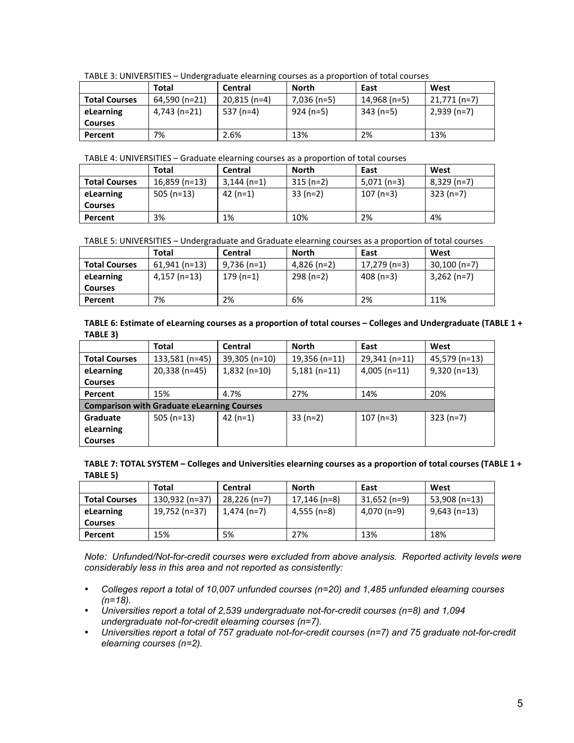TABLE 3: UNIVERSITIES – Undergraduate elearning courses as a proportion of total courses

| | Total | Central | North | East | West |
|---|---|---|---|---|---|
| **Total Courses** | 64,590 (n=21) | 20,815 (n=4) | 7,036 (n=5) | 14,968 (n=5) | 21,771 (n=7) |
| **eLearning Courses** | 4,743 (n=21) | 537 (n=4) | 924 (n=5) | 343 (n=5) | 2,939 (n=7) |
| **Percent** | 7% | 2.6% | 13% | 2% | 13% |

TABLE 4: UNIVERSITIES – Graduate elearning courses as a proportion of total courses

| | Total | Central | North | East | West |
|---|---|---|---|---|---|
| **Total Courses** | 16,859 (n=13) | 3,144 (n=1) | 315 (n=2) | 5,071 (n=3) | 8,329 (n=7) |
| **eLearning Courses** | 505 (n=13) | 42 (n=1) | 33 (n=2) | 107 (n=3) | 323 (n=7) |
| **Percent** | 3% | 1% | 10% | 2% | 4% |

TABLE 5: UNIVERSITIES – Undergraduate and Graduate elearning courses as a proportion of total courses

| | Total | Central | North | East | West |
|---|---|---|---|---|---|
| **Total Courses** | 61,941 (n=13) | 9,736 (n=1) | 4,826 (n=2) | 17,279 (n=3) | 30,100 (n=7) |
| **eLearning Courses** | 4,157 (n=13) | 179 (n=1) | 298 (n=2) | 408 (n=3) | 3,262 (n=7) |
| **Percent** | 7% | 2% | 6% | 2% | 11% |

**TABLE 6: Estimate of eLearning courses as a proportion of total courses – Colleges and Undergraduate (TABLE 1 + TABLE 3)**

| | Total | Central | North | East | West |
|---|---|---|---|---|---|
| **Total Courses** | 133,581 (n=45) | 39,305 (n=10) | 19,356 (n=11) | 29,341 (n=11) | 45,579 (n=13) |
| **eLearning Courses** | 20,338 (n=45) | 1,832 (n=10) | 5,181 (n=11) | 4,005 (n=11) | 9,320 (n=13) |
| **Percent** | 15% | 4.7% | 27% | 14% | 20% |
| **Comparison with Graduate eLearning Courses** | | | | | |
| **Graduate eLearning Courses** | 505 (n=13) | 42 (n=1) | 33 (n=2) | 107 (n=3) | 323 (n=7) |

**TABLE 7: TOTAL SYSTEM – Colleges and Universities elearning courses as a proportion of total courses (TABLE 1 + TABLE 5)**

| | Total | Central | North | East | West |
|---|---|---|---|---|---|
| **Total Courses** | 130,932 (n=37) | 28,226 (n=7) | 17,146 (n=8) | 31,652 (n=9) | 53,908 (n=13) |
| **eLearning Courses** | 19,752 (n=37) | 1,474 (n=7) | 4,555 (n=8) | 4,070 (n=9) | 9,643 (n=13) |
| **Percent** | 15% | 5% | 27% | 13% | 18% |

*Note: Unfunded/Not-for-credit courses were excluded from above analysis. Reported activity levels were considerably less in this area and not reported as consistently:*

- *Colleges report a total of 10,007 unfunded courses (n=20) and 1,485 unfunded elearning courses (n=18).*
- *Universities report a total of 2,539 undergraduate not-for-credit courses (n=8) and 1,094 undergraduate not-for-credit elearning courses (n=7).*
- *Universities report a total of 757 graduate not-for-credit courses (n=7) and 75 graduate not-for-credit elearning courses (n=2).*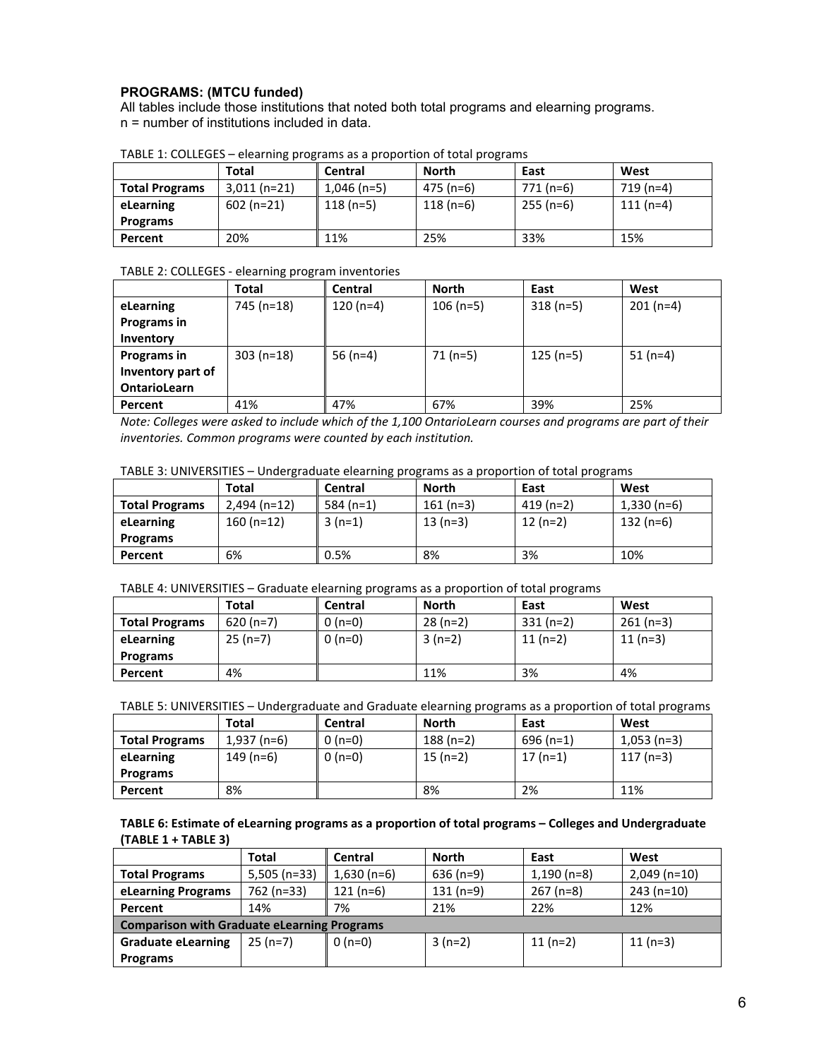### PROGRAMS: (MTCU funded)

All tables include those institutions that noted both total programs and elearning programs.
n = number of institutions included in data.

TABLE 1: COLLEGES – elearning programs as a proportion of total programs

| | Total | Central | North | East | West |
|---|---|---|---|---|---|
| **Total Programs** | 3,011 (n=21) | 1,046 (n=5) | 475 (n=6) | 771 (n=6) | 719 (n=4) |
| **eLearning Programs** | 602 (n=21) | 118 (n=5) | 118 (n=6) | 255 (n=6) | 111 (n=4) |
| **Percent** | 20% | 11% | 25% | 33% | 15% |

TABLE 2: COLLEGES - elearning program inventories

| | Total | Central | North | East | West |
|---|---|---|---|---|---|
| **eLearning Programs in Inventory** | 745 (n=18) | 120 (n=4) | 106 (n=5) | 318 (n=5) | 201 (n=4) |
| **Programs in Inventory part of OntarioLearn** | 303 (n=18) | 56 (n=4) | 71 (n=5) | 125 (n=5) | 51 (n=4) |
| **Percent** | 41% | 47% | 67% | 39% | 25% |

*Note: Colleges were asked to include which of the 1,100 OntarioLearn courses and programs are part of their inventories. Common programs were counted by each institution.*

TABLE 3: UNIVERSITIES – Undergraduate elearning programs as a proportion of total programs

| | Total | Central | North | East | West |
|---|---|---|---|---|---|
| **Total Programs** | 2,494 (n=12) | 584 (n=1) | 161 (n=3) | 419 (n=2) | 1,330 (n=6) |
| **eLearning Programs** | 160 (n=12) | 3 (n=1) | 13 (n=3) | 12 (n=2) | 132 (n=6) |
| **Percent** | 6% | 0.5% | 8% | 3% | 10% |

TABLE 4: UNIVERSITIES – Graduate elearning programs as a proportion of total programs

| | Total | Central | North | East | West |
|---|---|---|---|---|---|
| **Total Programs** | 620 (n=7) | 0 (n=0) | 28 (n=2) | 331 (n=2) | 261 (n=3) |
| **eLearning Programs** | 25 (n=7) | 0 (n=0) | 3 (n=2) | 11 (n=2) | 11 (n=3) |
| **Percent** | 4% | | 11% | 3% | 4% |

TABLE 5: UNIVERSITIES – Undergraduate and Graduate elearning programs as a proportion of total programs

| | Total | Central | North | East | West |
|---|---|---|---|---|---|
| **Total Programs** | 1,937 (n=6) | 0 (n=0) | 188 (n=2) | 696 (n=1) | 1,053 (n=3) |
| **eLearning Programs** | 149 (n=6) | 0 (n=0) | 15 (n=2) | 17 (n=1) | 117 (n=3) |
| **Percent** | 8% | | 8% | 2% | 11% |

**TABLE 6: Estimate of eLearning programs as a proportion of total programs – Colleges and Undergraduate (TABLE 1 + TABLE 3)**

| | Total | Central | North | East | West |
|---|---|---|---|---|---|
| **Total Programs** | 5,505 (n=33) | 1,630 (n=6) | 636 (n=9) | 1,190 (n=8) | 2,049 (n=10) |
| **eLearning Programs** | 762 (n=33) | 121 (n=6) | 131 (n=9) | 267 (n=8) | 243 (n=10) |
| **Percent** | 14% | 7% | 21% | 22% | 12% |
| **Comparison with Graduate eLearning Programs** | | | | | |
| **Graduate eLearning Programs** | 25 (n=7) | 0 (n=0) | 3 (n=2) | 11 (n=2) | 11 (n=3) |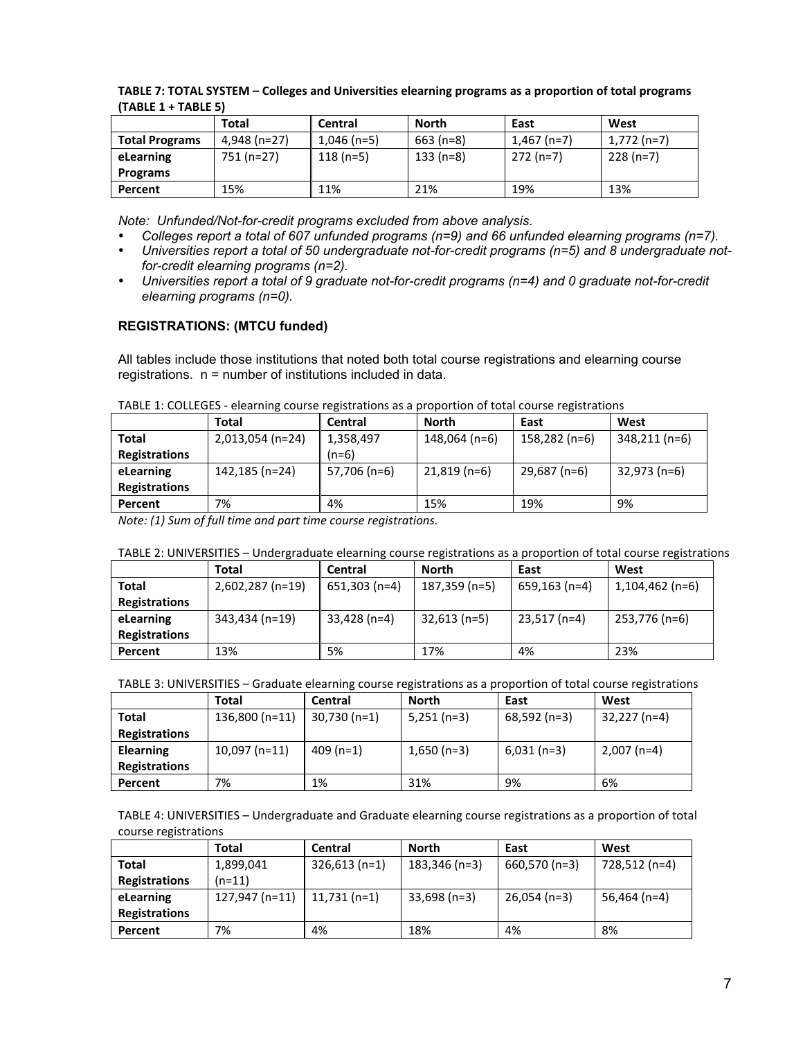**TABLE 7: TOTAL SYSTEM – Colleges and Universities elearning programs as a proportion of total programs (TABLE 1 + TABLE 5)**

| | Total | Central | North | East | West |
|---|---|---|---|---|---|
| **Total Programs** | 4,948 (n=27) | 1,046 (n=5) | 663 (n=8) | 1,467 (n=7) | 1,772 (n=7) |
| **eLearning Programs** | 751 (n=27) | 118 (n=5) | 133 (n=8) | 272 (n=7) | 228 (n=7) |
| **Percent** | 15% | 11% | 21% | 19% | 13% |

*Note: Unfunded/Not-for-credit programs excluded from above analysis.*

- *Colleges report a total of 607 unfunded programs (n=9) and 66 unfunded elearning programs (n=7).*
- *Universities report a total of 50 undergraduate not-for-credit programs (n=5) and 8 undergraduate not-for-credit elearning programs (n=2).*
- *Universities report a total of 9 graduate not-for-credit programs (n=4) and 0 graduate not-for-credit elearning programs (n=0).*

### REGISTRATIONS: (MTCU funded)

All tables include those institutions that noted both total course registrations and elearning course registrations. n = number of institutions included in data.

TABLE 1: COLLEGES - elearning course registrations as a proportion of total course registrations

| | Total | Central | North | East | West |
|---|---|---|---|---|---|
| **Total Registrations** | 2,013,054 (n=24) | 1,358,497 (n=6) | 148,064 (n=6) | 158,282 (n=6) | 348,211 (n=6) |
| **eLearning Registrations** | 142,185 (n=24) | 57,706 (n=6) | 21,819 (n=6) | 29,687 (n=6) | 32,973 (n=6) |
| **Percent** | 7% | 4% | 15% | 19% | 9% |

*Note: (1) Sum of full time and part time course registrations.*

TABLE 2: UNIVERSITIES – Undergraduate elearning course registrations as a proportion of total course registrations

| | Total | Central | North | East | West |
|---|---|---|---|---|---|
| **Total Registrations** | 2,602,287 (n=19) | 651,303 (n=4) | 187,359 (n=5) | 659,163 (n=4) | 1,104,462 (n=6) |
| **eLearning Registrations** | 343,434 (n=19) | 33,428 (n=4) | 32,613 (n=5) | 23,517 (n=4) | 253,776 (n=6) |
| **Percent** | 13% | 5% | 17% | 4% | 23% |

TABLE 3: UNIVERSITIES – Graduate elearning course registrations as a proportion of total course registrations

| | Total | Central | North | East | West |
|---|---|---|---|---|---|
| **Total Registrations** | 136,800 (n=11) | 30,730 (n=1) | 5,251 (n=3) | 68,592 (n=3) | 32,227 (n=4) |
| **Elearning Registrations** | 10,097 (n=11) | 409 (n=1) | 1,650 (n=3) | 6,031 (n=3) | 2,007 (n=4) |
| **Percent** | 7% | 1% | 31% | 9% | 6% |

TABLE 4: UNIVERSITIES – Undergraduate and Graduate elearning course registrations as a proportion of total course registrations

| | Total | Central | North | East | West |
|---|---|---|---|---|---|
| **Total Registrations** | 1,899,041 (n=11) | 326,613 (n=1) | 183,346 (n=3) | 660,570 (n=3) | 728,512 (n=4) |
| **eLearning Registrations** | 127,947 (n=11) | 11,731 (n=1) | 33,698 (n=3) | 26,054 (n=3) | 56,464 (n=4) |
| **Percent** | 7% | 4% | 18% | 4% | 8% |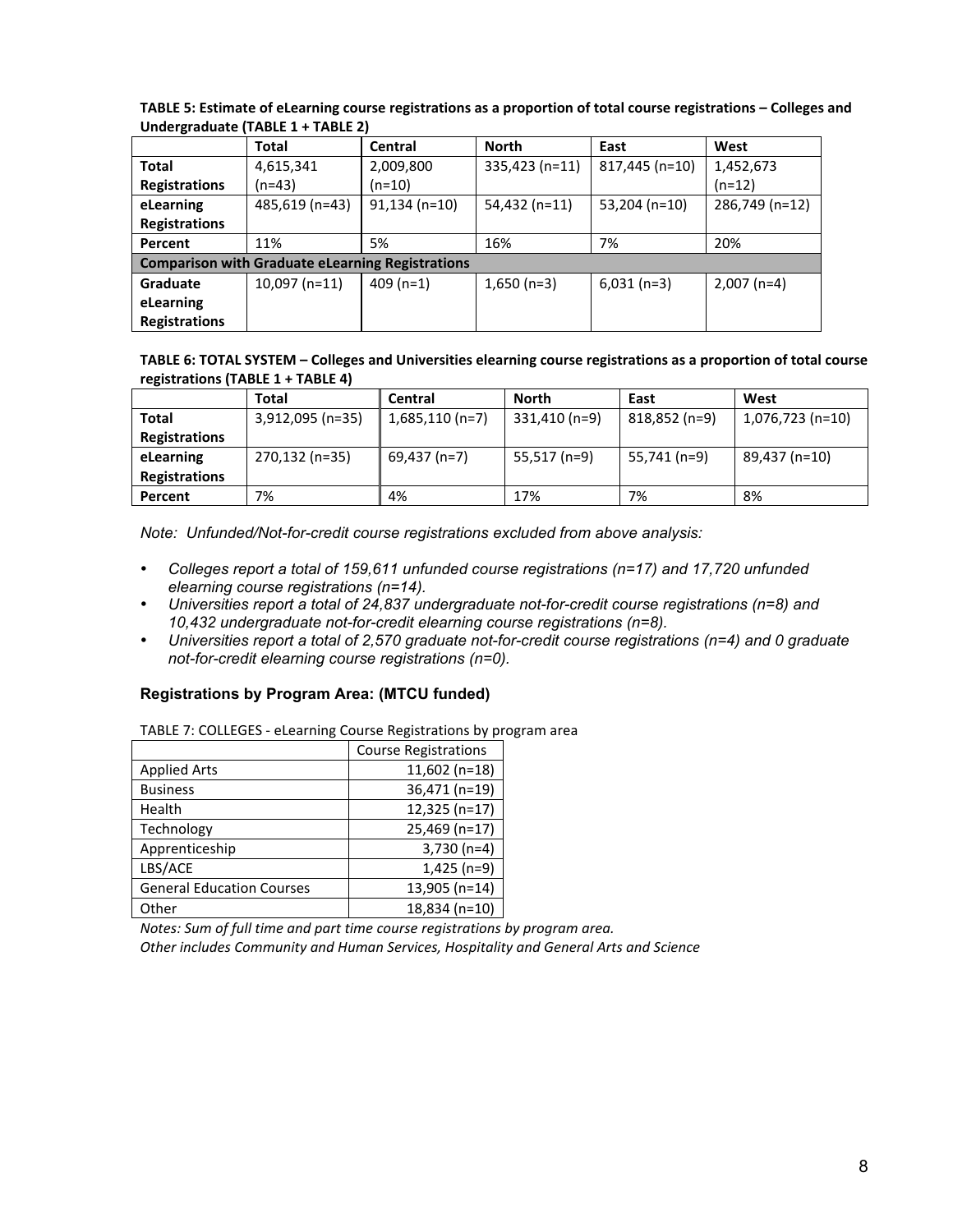**TABLE 5: Estimate of eLearning course registrations as a proportion of total course registrations – Colleges and Undergraduate (TABLE 1 + TABLE 2)**

| | Total | Central | North | East | West |
|---|---|---|---|---|---|
| **Total Registrations** | 4,615,341 (n=43) | 2,009,800 (n=10) | 335,423 (n=11) | 817,445 (n=10) | 1,452,673 (n=12) |
| **eLearning Registrations** | 485,619 (n=43) | 91,134 (n=10) | 54,432 (n=11) | 53,204 (n=10) | 286,749 (n=12) |
| **Percent** | 11% | 5% | 16% | 7% | 20% |
| **Comparison with Graduate eLearning Registrations** | | | | | |
| **Graduate eLearning Registrations** | 10,097 (n=11) | 409 (n=1) | 1,650 (n=3) | 6,031 (n=3) | 2,007 (n=4) |

**TABLE 6: TOTAL SYSTEM – Colleges and Universities elearning course registrations as a proportion of total course registrations (TABLE 1 + TABLE 4)**

| | Total | Central | North | East | West |
|---|---|---|---|---|---|
| **Total Registrations** | 3,912,095 (n=35) | 1,685,110 (n=7) | 331,410 (n=9) | 818,852 (n=9) | 1,076,723 (n=10) |
| **eLearning Registrations** | 270,132 (n=35) | 69,437 (n=7) | 55,517 (n=9) | 55,741 (n=9) | 89,437 (n=10) |
| **Percent** | 7% | 4% | 17% | 7% | 8% |

*Note: Unfunded/Not-for-credit course registrations excluded from above analysis:*

- *Colleges report a total of 159,611 unfunded course registrations (n=17) and 17,720 unfunded elearning course registrations (n=14).*
- *Universities report a total of 24,837 undergraduate not-for-credit course registrations (n=8) and 10,432 undergraduate not-for-credit elearning course registrations (n=8).*
- *Universities report a total of 2,570 graduate not-for-credit course registrations (n=4) and 0 graduate not-for-credit elearning course registrations (n=0).*

### Registrations by Program Area: (MTCU funded)

TABLE 7: COLLEGES - eLearning Course Registrations by program area

| | Course Registrations |
|---|---|
| Applied Arts | 11,602 (n=18) |
| Business | 36,471 (n=19) |
| Health | 12,325 (n=17) |
| Technology | 25,469 (n=17) |
| Apprenticeship | 3,730 (n=4) |
| LBS/ACE | 1,425 (n=9) |
| General Education Courses | 13,905 (n=14) |
| Other | 18,834 (n=10) |

*Notes: Sum of full time and part time course registrations by program area.*
*Other includes Community and Human Services, Hospitality and General Arts and Science*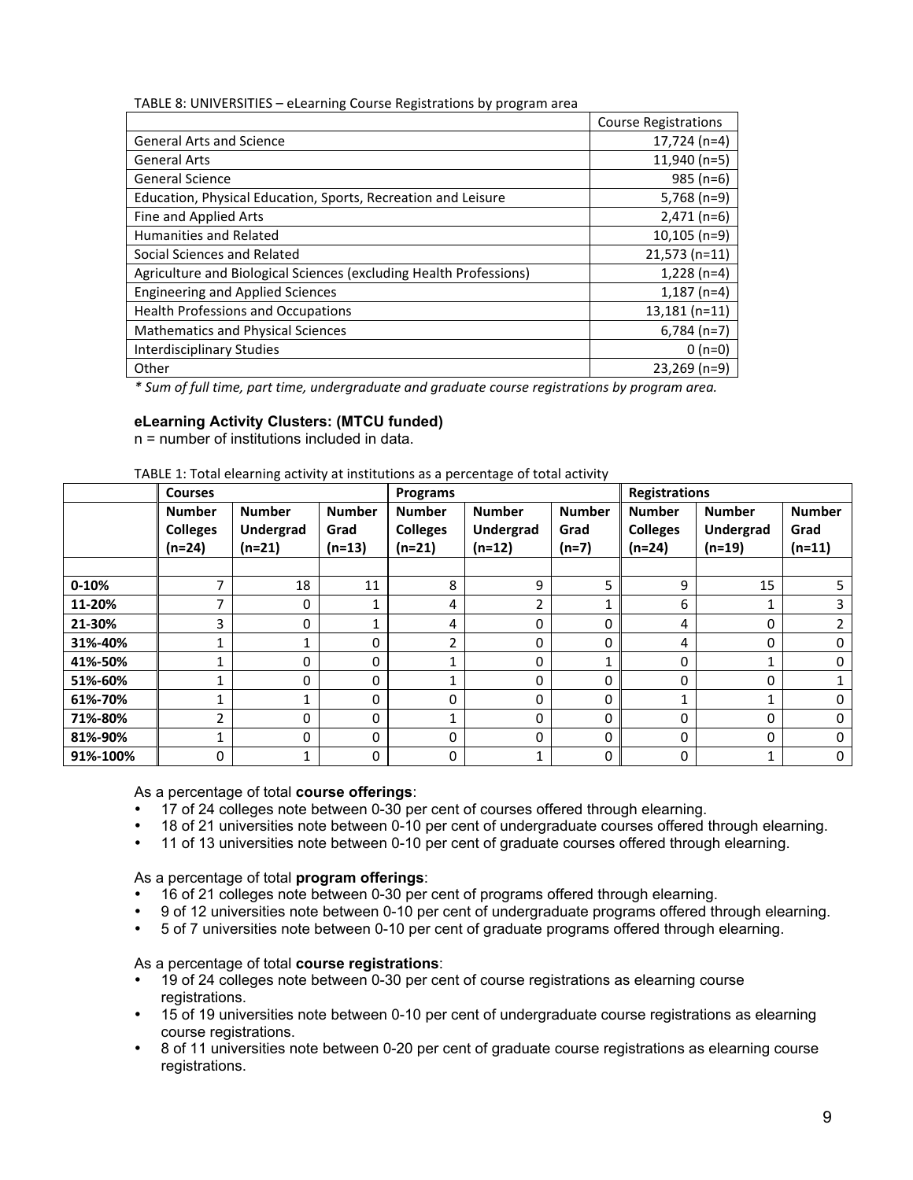TABLE 8: UNIVERSITIES – eLearning Course Registrations by program area

| | Course Registrations |
|---|---|
| General Arts and Science | 17,724 (n=4) |
| General Arts | 11,940 (n=5) |
| General Science | 985 (n=6) |
| Education, Physical Education, Sports, Recreation and Leisure | 5,768 (n=9) |
| Fine and Applied Arts | 2,471 (n=6) |
| Humanities and Related | 10,105 (n=9) |
| Social Sciences and Related | 21,573 (n=11) |
| Agriculture and Biological Sciences (excluding Health Professions) | 1,228 (n=4) |
| Engineering and Applied Sciences | 1,187 (n=4) |
| Health Professions and Occupations | 13,181 (n=11) |
| Mathematics and Physical Sciences | 6,784 (n=7) |
| Interdisciplinary Studies | 0 (n=0) |
| Other | 23,269 (n=9) |

*\* Sum of full time, part time, undergraduate and graduate course registrations by program area.*

**eLearning Activity Clusters: (MTCU funded)**

n = number of institutions included in data.

TABLE 1: Total elearning activity at institutions as a percentage of total activity

| | Courses | | | Programs | | | Registrations | | |
|---|---|---|---|---|---|---|---|---|---|
| | Number Colleges (n=24) | Number Undergrad (n=21) | Number Grad (n=13) | Number Colleges (n=21) | Number Undergrad (n=12) | Number Grad (n=7) | Number Colleges (n=24) | Number Undergrad (n=19) | Number Grad (n=11) |
| 0-10% | 7 | 18 | 11 | 8 | 9 | 5 | 9 | 15 | 5 |
| 11-20% | 7 | 0 | 1 | 4 | 2 | 1 | 6 | 1 | 3 |
| 21-30% | 3 | 0 | 1 | 4 | 0 | 0 | 4 | 0 | 2 |
| 31%-40% | 1 | 1 | 0 | 2 | 0 | 0 | 4 | 0 | 0 |
| 41%-50% | 1 | 0 | 0 | 1 | 0 | 1 | 0 | 1 | 0 |
| 51%-60% | 1 | 0 | 0 | 1 | 0 | 0 | 0 | 0 | 1 |
| 61%-70% | 1 | 1 | 0 | 0 | 0 | 0 | 1 | 1 | 0 |
| 71%-80% | 2 | 0 | 0 | 1 | 0 | 0 | 0 | 0 | 0 |
| 81%-90% | 1 | 0 | 0 | 0 | 0 | 0 | 0 | 0 | 0 |
| 91%-100% | 0 | 1 | 0 | 0 | 1 | 0 | 0 | 1 | 0 |

As a percentage of total **course offerings**:

- 17 of 24 colleges note between 0-30 per cent of courses offered through elearning.
- 18 of 21 universities note between 0-10 per cent of undergraduate courses offered through elearning.
- 11 of 13 universities note between 0-10 per cent of graduate courses offered through elearning.

As a percentage of total **program offerings**:

- 16 of 21 colleges note between 0-30 per cent of programs offered through elearning.
- 9 of 12 universities note between 0-10 per cent of undergraduate programs offered through elearning.
- 5 of 7 universities note between 0-10 per cent of graduate programs offered through elearning.

As a percentage of total **course registrations**:

- 19 of 24 colleges note between 0-30 per cent of course registrations as elearning course registrations.
- 15 of 19 universities note between 0-10 per cent of undergraduate course registrations as elearning course registrations.
- 8 of 11 universities note between 0-20 per cent of graduate course registrations as elearning course registrations.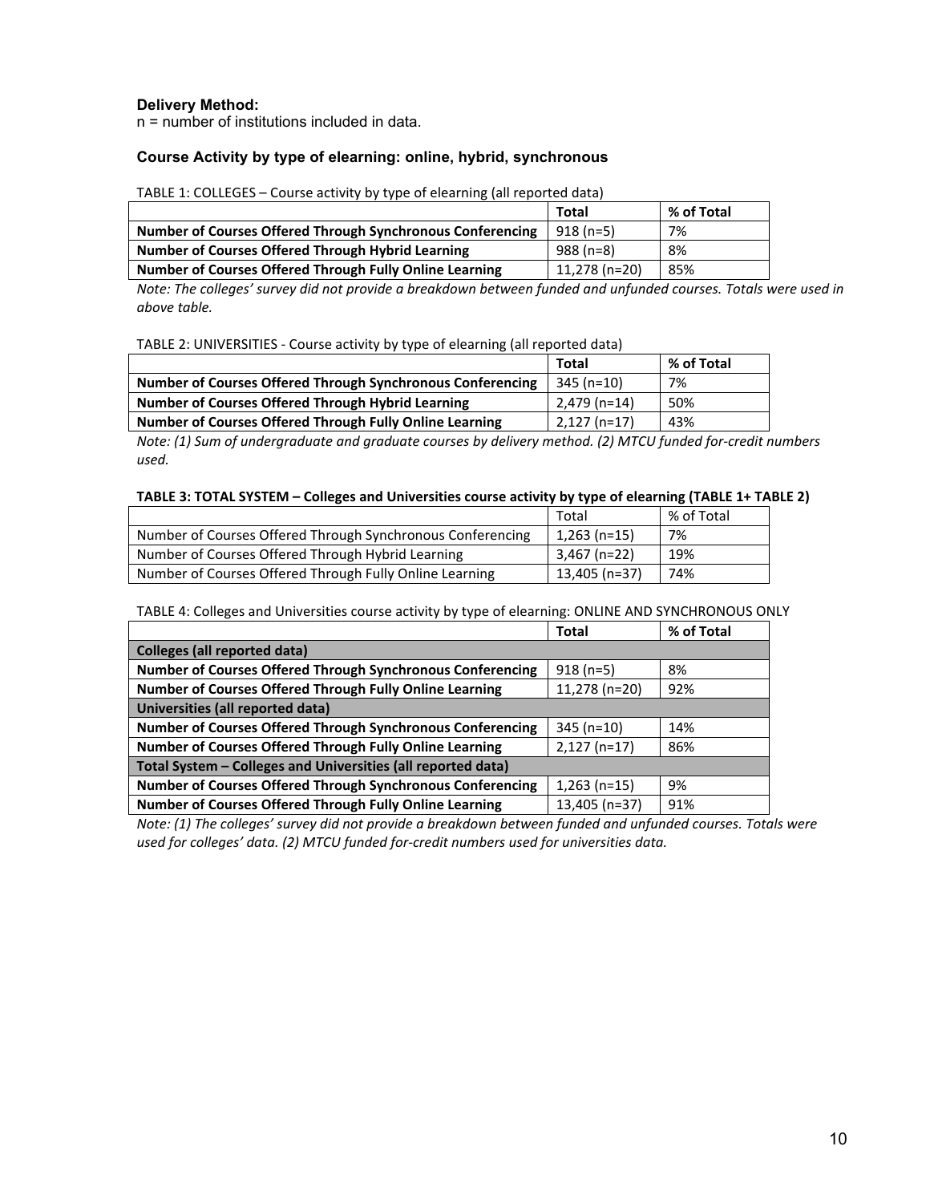**Delivery Method:**
n = number of institutions included in data.

### Course Activity by type of elearning: online, hybrid, synchronous

TABLE 1: COLLEGES – Course activity by type of elearning (all reported data)

| | Total | % of Total |
|---|---|---|
| **Number of Courses Offered Through Synchronous Conferencing** | 918 (n=5) | 7% |
| **Number of Courses Offered Through Hybrid Learning** | 988 (n=8) | 8% |
| **Number of Courses Offered Through Fully Online Learning** | 11,278 (n=20) | 85% |

*Note: The colleges' survey did not provide a breakdown between funded and unfunded courses. Totals were used in above table.*

TABLE 2: UNIVERSITIES - Course activity by type of elearning (all reported data)

| | Total | % of Total |
|---|---|---|
| **Number of Courses Offered Through Synchronous Conferencing** | 345 (n=10) | 7% |
| **Number of Courses Offered Through Hybrid Learning** | 2,479 (n=14) | 50% |
| **Number of Courses Offered Through Fully Online Learning** | 2,127 (n=17) | 43% |

*Note: (1) Sum of undergraduate and graduate courses by delivery method. (2) MTCU funded for-credit numbers used.*

**TABLE 3: TOTAL SYSTEM – Colleges and Universities course activity by type of elearning (TABLE 1+ TABLE 2)**

| | Total | % of Total |
|---|---|---|
| Number of Courses Offered Through Synchronous Conferencing | 1,263 (n=15) | 7% |
| Number of Courses Offered Through Hybrid Learning | 3,467 (n=22) | 19% |
| Number of Courses Offered Through Fully Online Learning | 13,405 (n=37) | 74% |

TABLE 4: Colleges and Universities course activity by type of elearning: ONLINE AND SYNCHRONOUS ONLY

| | Total | % of Total |
|---|---|---|
| **Colleges (all reported data)** | | |
| **Number of Courses Offered Through Synchronous Conferencing** | 918 (n=5) | 8% |
| **Number of Courses Offered Through Fully Online Learning** | 11,278 (n=20) | 92% |
| **Universities (all reported data)** | | |
| **Number of Courses Offered Through Synchronous Conferencing** | 345 (n=10) | 14% |
| **Number of Courses Offered Through Fully Online Learning** | 2,127 (n=17) | 86% |
| **Total System – Colleges and Universities (all reported data)** | | |
| **Number of Courses Offered Through Synchronous Conferencing** | 1,263 (n=15) | 9% |
| **Number of Courses Offered Through Fully Online Learning** | 13,405 (n=37) | 91% |

*Note: (1) The colleges' survey did not provide a breakdown between funded and unfunded courses. Totals were used for colleges' data. (2) MTCU funded for-credit numbers used for universities data.*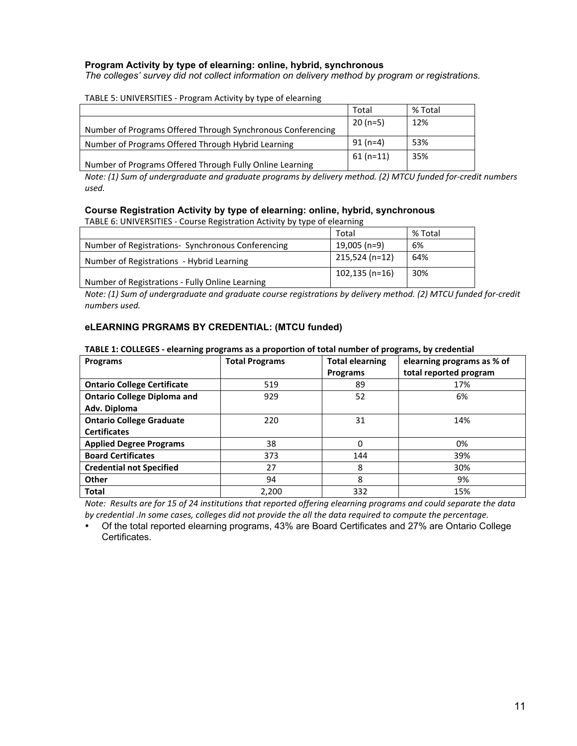**Program Activity by type of elearning: online, hybrid, synchronous**

*The colleges' survey did not collect information on delivery method by program or registrations.*

TABLE 5: UNIVERSITIES - Program Activity by type of elearning

| | Total | % Total |
|---|---|---|
| Number of Programs Offered Through Synchronous Conferencing | 20 (n=5) | 12% |
| Number of Programs Offered Through Hybrid Learning | 91 (n=4) | 53% |
| Number of Programs Offered Through Fully Online Learning | 61 (n=11) | 35% |

*Note: (1) Sum of undergraduate and graduate programs by delivery method. (2) MTCU funded for-credit numbers used.*

**Course Registration Activity by type of elearning: online, hybrid, synchronous**

TABLE 6: UNIVERSITIES - Course Registration Activity by type of elearning

| | Total | % Total |
|---|---|---|
| Number of Registrations- Synchronous Conferencing | 19,005 (n=9) | 6% |
| Number of Registrations - Hybrid Learning | 215,524 (n=12) | 64% |
| Number of Registrations - Fully Online Learning | 102,135 (n=16) | 30% |

*Note: (1) Sum of undergraduate and graduate course registrations by delivery method. (2) MTCU funded for-credit numbers used.*

**eLEARNING PRGRAMS BY CREDENTIAL: (MTCU funded)**

**TABLE 1: COLLEGES - elearning programs as a proportion of total number of programs, by credential**

| Programs | Total Programs | Total elearning Programs | elearning programs as % of total reported program |
|---|---|---|---|
| **Ontario College Certificate** | 519 | 89 | 17% |
| **Ontario College Diploma and Adv. Diploma** | 929 | 52 | 6% |
| **Ontario College Graduate Certificates** | 220 | 31 | 14% |
| **Applied Degree Programs** | 38 | 0 | 0% |
| **Board Certificates** | 373 | 144 | 39% |
| **Credential not Specified** | 27 | 8 | 30% |
| **Other** | 94 | 8 | 9% |
| **Total** | 2,200 | 332 | 15% |

*Note: Results are for 15 of 24 institutions that reported offering elearning programs and could separate the data by credential .In some cases, colleges did not provide the all the data required to compute the percentage.*

- Of the total reported elearning programs, 43% are Board Certificates and 27% are Ontario College Certificates.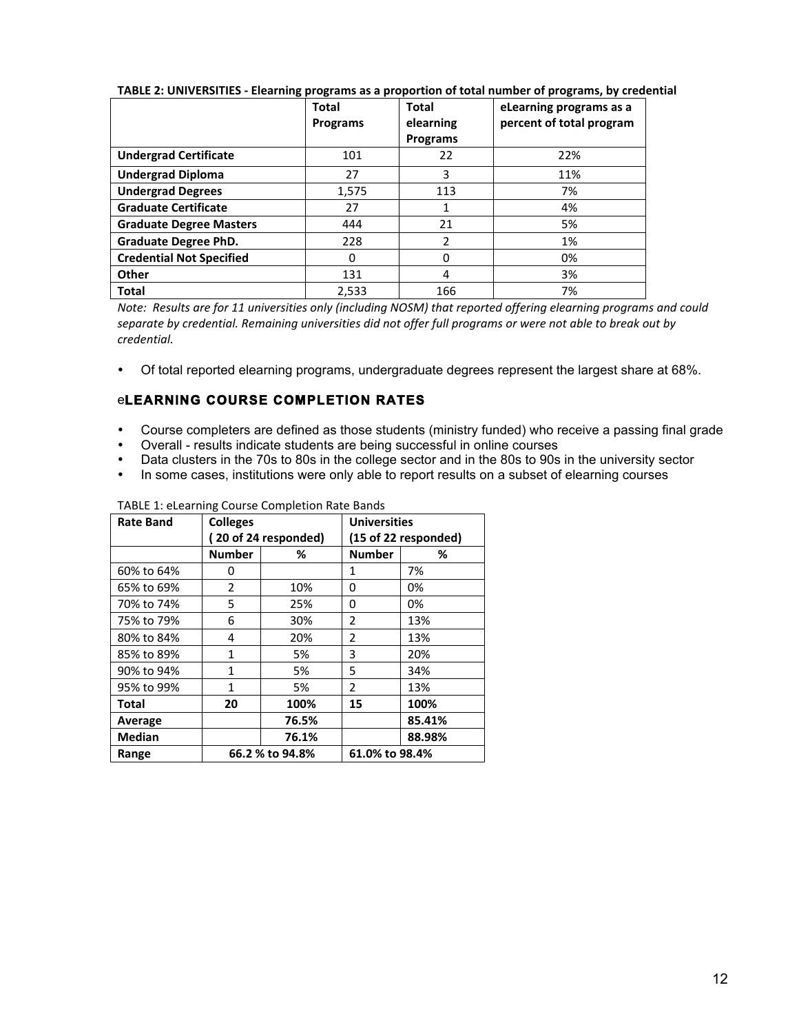**TABLE 2: UNIVERSITIES - Elearning programs as a proportion of total number of programs, by credential**

| | Total Programs | Total elearning Programs | eLearning programs as a percent of total program |
|---|---|---|---|
| **Undergrad Certificate** | 101 | 22 | 22% |
| **Undergrad Diploma** | 27 | 3 | 11% |
| **Undergrad Degrees** | 1,575 | 113 | 7% |
| **Graduate Certificate** | 27 | 1 | 4% |
| **Graduate Degree Masters** | 444 | 21 | 5% |
| **Graduate Degree PhD.** | 228 | 2 | 1% |
| **Credential Not Specified** | 0 | 0 | 0% |
| **Other** | 131 | 4 | 3% |
| **Total** | 2,533 | 166 | 7% |

*Note: Results are for 11 universities only (including NOSM) that reported offering elearning programs and could separate by credential. Remaining universities did not offer full programs or were not able to break out by credential.*

- Of total reported elearning programs, undergraduate degrees represent the largest share at 68%.

## eLEARNING COURSE COMPLETION RATES

- Course completers are defined as those students (ministry funded) who receive a passing final grade
- Overall - results indicate students are being successful in online courses
- Data clusters in the 70s to 80s in the college sector and in the 80s to 90s in the university sector
- In some cases, institutions were only able to report results on a subset of elearning courses

TABLE 1: eLearning Course Completion Rate Bands

| Rate Band | Colleges ( 20 of 24 responded) | | Universities (15 of 22 responded) | |
|---|---|---|---|---|
| | **Number** | **%** | **Number** | **%** |
| 60% to 64% | 0 | | 1 | 7% |
| 65% to 69% | 2 | 10% | 0 | 0% |
| 70% to 74% | 5 | 25% | 0 | 0% |
| 75% to 79% | 6 | 30% | 2 | 13% |
| 80% to 84% | 4 | 20% | 2 | 13% |
| 85% to 89% | 1 | 5% | 3 | 20% |
| 90% to 94% | 1 | 5% | 5 | 34% |
| 95% to 99% | 1 | 5% | 2 | 13% |
| **Total** | **20** | **100%** | **15** | **100%** |
| **Average** | | **76.5%** | | **85.41%** |
| **Median** | | **76.1%** | | **88.98%** |
| **Range** | 66.2 % to 94.8% | | 61.0% to 98.4% | |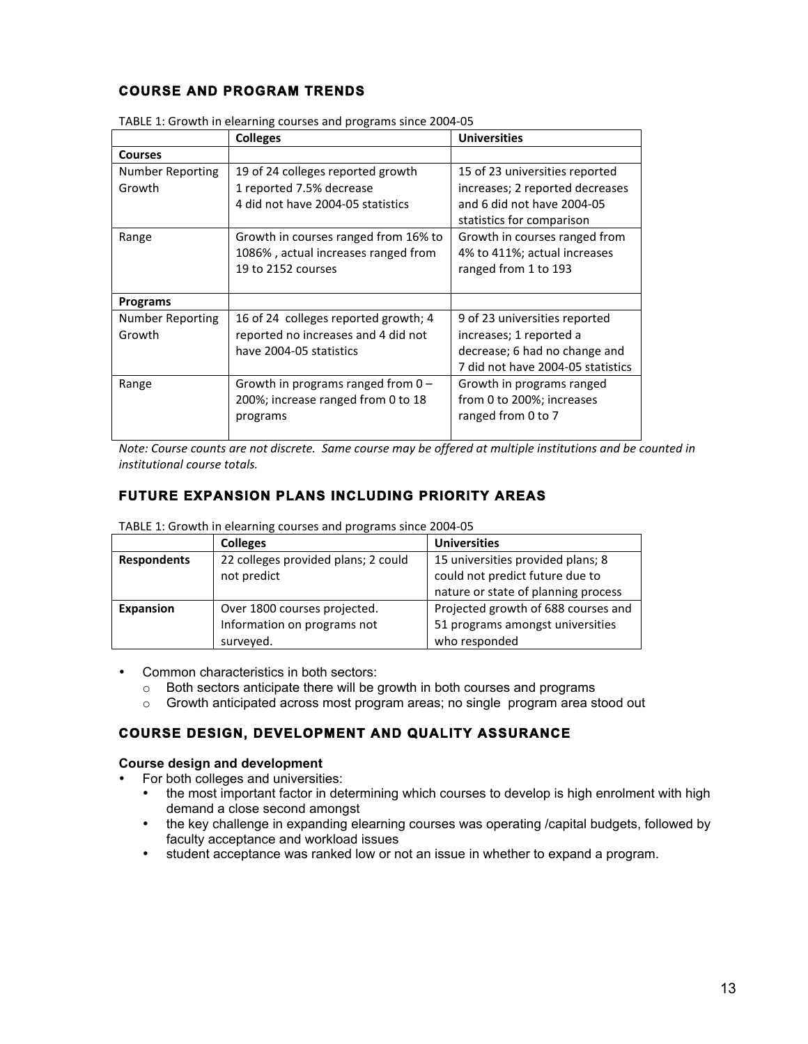## COURSE AND PROGRAM TRENDS

TABLE 1: Growth in elearning courses and programs since 2004-05

| | Colleges | Universities |
|---|---|---|
| **Courses** | | |
| Number Reporting Growth | 19 of 24 colleges reported growth<br>1 reported 7.5% decrease<br>4 did not have 2004-05 statistics | 15 of 23 universities reported increases; 2 reported decreases and 6 did not have 2004-05 statistics for comparison |
| Range | Growth in courses ranged from 16% to 1086% , actual increases ranged from 19 to 2152 courses | Growth in courses ranged from 4% to 411%; actual increases ranged from 1 to 193 |
| **Programs** | | |
| Number Reporting Growth | 16 of 24 colleges reported growth; 4 reported no increases and 4 did not have 2004-05 statistics | 9 of 23 universities reported increases; 1 reported a decrease; 6 had no change and 7 did not have 2004-05 statistics |
| Range | Growth in programs ranged from 0 – 200%; increase ranged from 0 to 18 programs | Growth in programs ranged from 0 to 200%; increases ranged from 0 to 7 |

*Note: Course counts are not discrete. Same course may be offered at multiple institutions and be counted in institutional course totals.*

## FUTURE EXPANSION PLANS INCLUDING PRIORITY AREAS

TABLE 1: Growth in elearning courses and programs since 2004-05

| | Colleges | Universities |
|---|---|---|
| **Respondents** | 22 colleges provided plans; 2 could not predict | 15 universities provided plans; 8 could not predict future due to nature or state of planning process |
| **Expansion** | Over 1800 courses projected. Information on programs not surveyed. | Projected growth of 688 courses and 51 programs amongst universities who responded |

- Common characteristics in both sectors:
  - Both sectors anticipate there will be growth in both courses and programs
  - Growth anticipated across most program areas; no single program area stood out

## COURSE DESIGN, DEVELOPMENT AND QUALITY ASSURANCE

### Course design and development

- For both colleges and universities:
  - the most important factor in determining which courses to develop is high enrolment with high demand a close second amongst
  - the key challenge in expanding elearning courses was operating /capital budgets, followed by faculty acceptance and workload issues
  - student acceptance was ranked low or not an issue in whether to expand a program.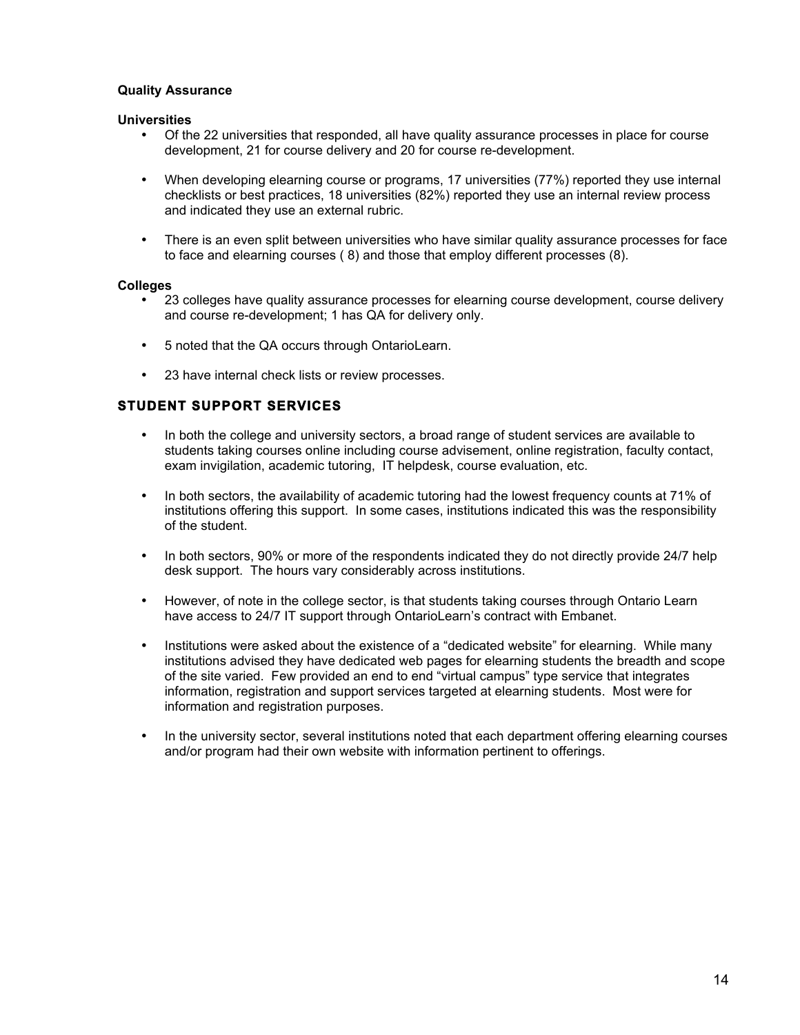**Quality Assurance**

**Universities**

- Of the 22 universities that responded, all have quality assurance processes in place for course development, 21 for course delivery and 20 for course re-development.
- When developing elearning course or programs, 17 universities (77%) reported they use internal checklists or best practices, 18 universities (82%) reported they use an internal review process and indicated they use an external rubric.
- There is an even split between universities who have similar quality assurance processes for face to face and elearning courses ( 8) and those that employ different processes (8).

**Colleges**

- 23 colleges have quality assurance processes for elearning course development, course delivery and course re-development; 1 has QA for delivery only.
- 5 noted that the QA occurs through OntarioLearn.
- 23 have internal check lists or review processes.

## STUDENT SUPPORT SERVICES

- In both the college and university sectors, a broad range of student services are available to students taking courses online including course advisement, online registration, faculty contact, exam invigilation, academic tutoring, IT helpdesk, course evaluation, etc.
- In both sectors, the availability of academic tutoring had the lowest frequency counts at 71% of institutions offering this support. In some cases, institutions indicated this was the responsibility of the student.
- In both sectors, 90% or more of the respondents indicated they do not directly provide 24/7 help desk support. The hours vary considerably across institutions.
- However, of note in the college sector, is that students taking courses through Ontario Learn have access to 24/7 IT support through OntarioLearn's contract with Embanet.
- Institutions were asked about the existence of a "dedicated website" for elearning. While many institutions advised they have dedicated web pages for elearning students the breadth and scope of the site varied. Few provided an end to end "virtual campus" type service that integrates information, registration and support services targeted at elearning students. Most were for information and registration purposes.
- In the university sector, several institutions noted that each department offering elearning courses and/or program had their own website with information pertinent to offerings.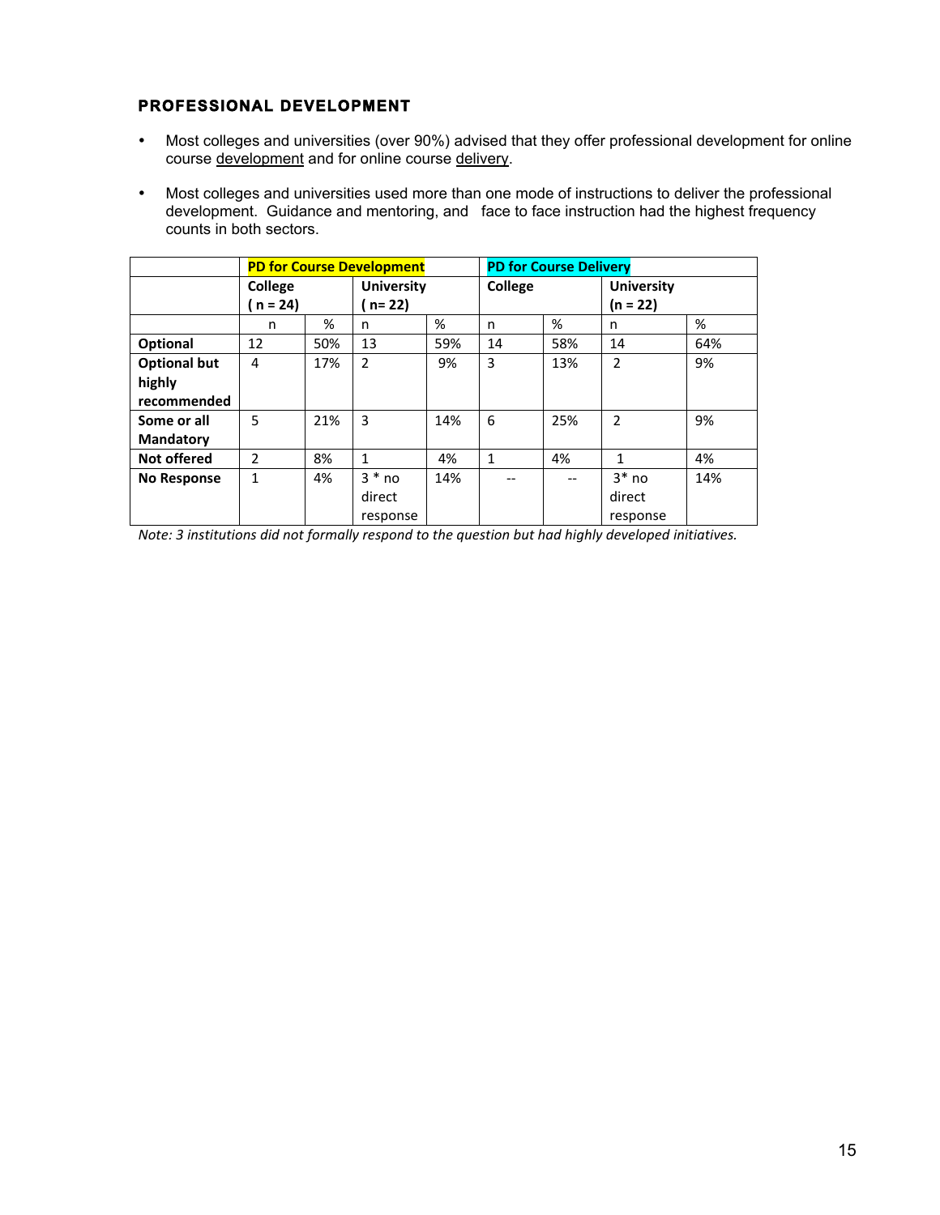## PROFESSIONAL DEVELOPMENT

- Most colleges and universities (over 90%) advised that they offer professional development for online course development and for online course delivery.
- Most colleges and universities used more than one mode of instructions to deliver the professional development. Guidance and mentoring, and face to face instruction had the highest frequency counts in both sectors.

| | PD for Course Development | | | | PD for Course Delivery | | | |
|---|---|---|---|---|---|---|---|---|
| | College ( n = 24) | | University ( n= 22) | | College | | University (n = 22) | |
| | n | % | n | % | n | % | n | % |
| **Optional** | 12 | 50% | 13 | 59% | 14 | 58% | 14 | 64% |
| **Optional but highly recommended** | 4 | 17% | 2 | 9% | 3 | 13% | 2 | 9% |
| **Some or all Mandatory** | 5 | 21% | 3 | 14% | 6 | 25% | 2 | 9% |
| **Not offered** | 2 | 8% | 1 | 4% | 1 | 4% | 1 | 4% |
| **No Response** | 1 | 4% | 3 * no direct response | 14% | -- | -- | 3* no direct response | 14% |

*Note: 3 institutions did not formally respond to the question but had highly developed initiatives.*